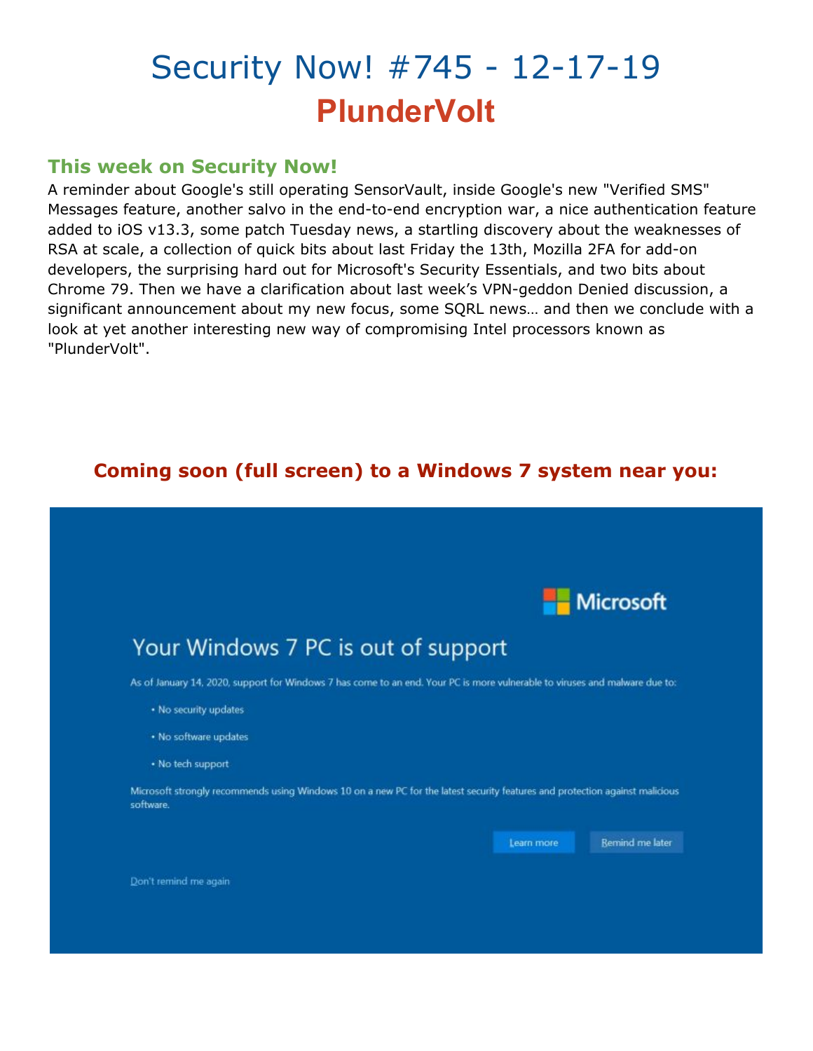# Security Now! #745 - 12-17-19
## PlunderVolt

### This week on Security Now!

A reminder about Google's still operating SensorVault, inside Google's new "Verified SMS" Messages feature, another salvo in the end-to-end encryption war, a nice authentication feature added to iOS v13.3, some patch Tuesday news, a startling discovery about the weaknesses of RSA at scale, a collection of quick bits about last Friday the 13th, Mozilla 2FA for add-on developers, the surprising hard out for Microsoft's Security Essentials, and two bits about Chrome 79. Then we have a clarification about last week's VPN-geddon Denied discussion, a significant announcement about my new focus, some SQRL news… and then we conclude with a look at yet another interesting new way of compromising Intel processors known as "PlunderVolt".

### Coming soon (full screen) to a Windows 7 system near you:

Microsoft

Your Windows 7 PC is out of support

As of January 14, 2020, support for Windows 7 has come to an end. Your PC is more vulnerable to viruses and malware due to:

- No security updates
- No software updates
- No tech support

Microsoft strongly recommends using Windows 10 on a new PC for the latest security features and protection against malicious software.

Learn more | Remind me later

Don't remind me again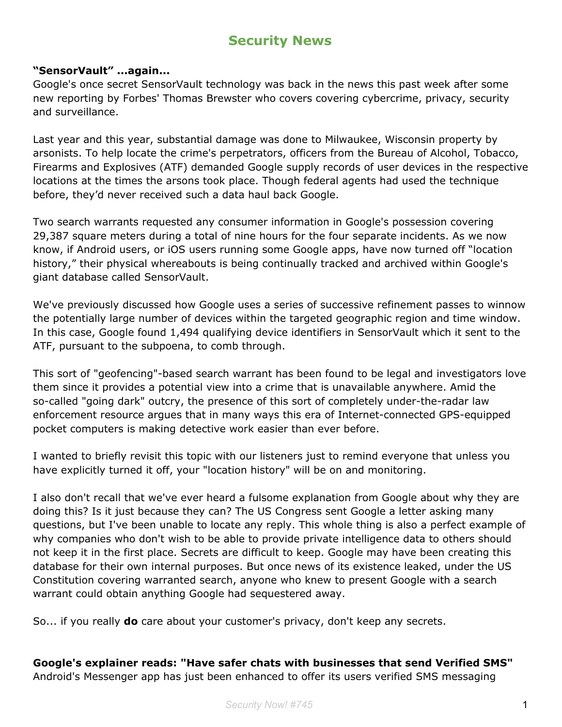## Security News

**"SensorVault" ...again...**

Google's once secret SensorVault technology was back in the news this past week after some new reporting by Forbes' Thomas Brewster who covers covering cybercrime, privacy, security and surveillance.

Last year and this year, substantial damage was done to Milwaukee, Wisconsin property by arsonists. To help locate the crime's perpetrators, officers from the Bureau of Alcohol, Tobacco, Firearms and Explosives (ATF) demanded Google supply records of user devices in the respective locations at the times the arsons took place. Though federal agents had used the technique before, they'd never received such a data haul back Google.

Two search warrants requested any consumer information in Google's possession covering 29,387 square meters during a total of nine hours for the four separate incidents. As we now know, if Android users, or iOS users running some Google apps, have now turned off "location history," their physical whereabouts is being continually tracked and archived within Google's giant database called SensorVault.

We've previously discussed how Google uses a series of successive refinement passes to winnow the potentially large number of devices within the targeted geographic region and time window. In this case, Google found 1,494 qualifying device identifiers in SensorVault which it sent to the ATF, pursuant to the subpoena, to comb through.

This sort of "geofencing"-based search warrant has been found to be legal and investigators love them since it provides a potential view into a crime that is unavailable anywhere. Amid the so-called "going dark" outcry, the presence of this sort of completely under-the-radar law enforcement resource argues that in many ways this era of Internet-connected GPS-equipped pocket computers is making detective work easier than ever before.

I wanted to briefly revisit this topic with our listeners just to remind everyone that unless you have explicitly turned it off, your "location history" will be on and monitoring.

I also don't recall that we've ever heard a fulsome explanation from Google about why they are doing this? Is it just because they can? The US Congress sent Google a letter asking many questions, but I've been unable to locate any reply. This whole thing is also a perfect example of why companies who don't wish to be able to provide private intelligence data to others should not keep it in the first place. Secrets are difficult to keep. Google may have been creating this database for their own internal purposes. But once news of its existence leaked, under the US Constitution covering warranted search, anyone who knew to present Google with a search warrant could obtain anything Google had sequestered away.

So... if you really **do** care about your customer's privacy, don't keep any secrets.

**Google's explainer reads: "Have safer chats with businesses that send Verified SMS"**

Android's Messenger app has just been enhanced to offer its users verified SMS messaging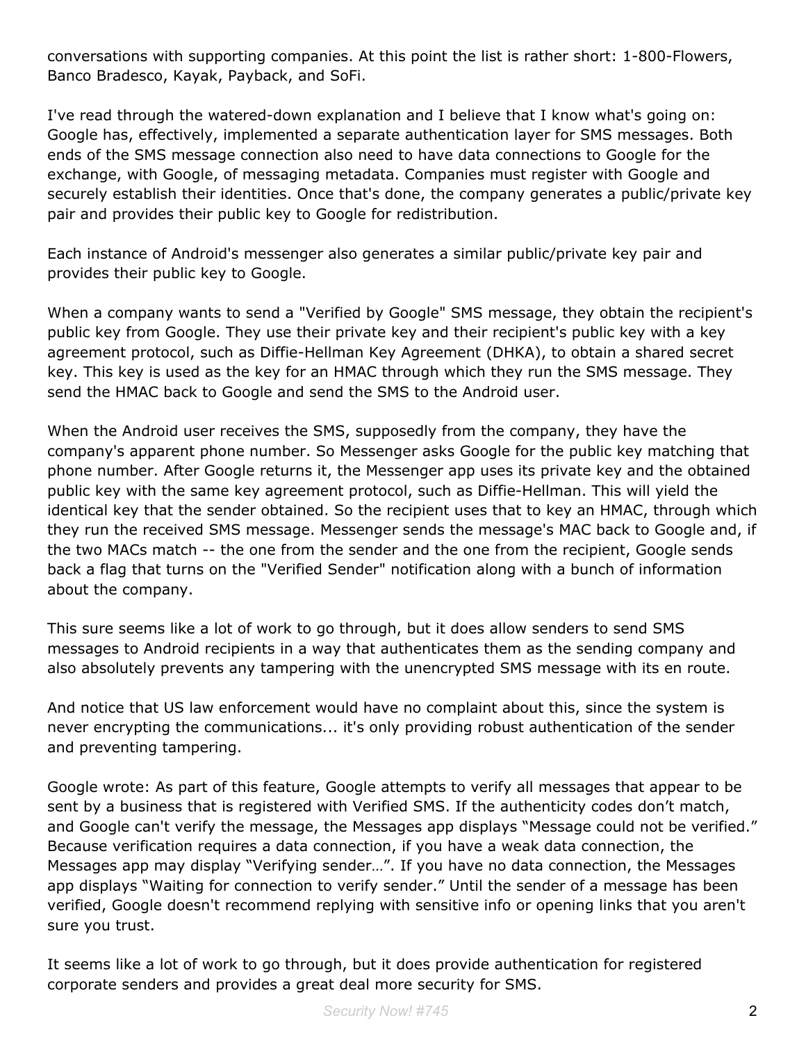conversations with supporting companies. At this point the list is rather short: 1-800-Flowers, Banco Bradesco, Kayak, Payback, and SoFi.

I've read through the watered-down explanation and I believe that I know what's going on: Google has, effectively, implemented a separate authentication layer for SMS messages. Both ends of the SMS message connection also need to have data connections to Google for the exchange, with Google, of messaging metadata. Companies must register with Google and securely establish their identities. Once that's done, the company generates a public/private key pair and provides their public key to Google for redistribution.

Each instance of Android's messenger also generates a similar public/private key pair and provides their public key to Google.

When a company wants to send a "Verified by Google" SMS message, they obtain the recipient's public key from Google. They use their private key and their recipient's public key with a key agreement protocol, such as Diffie-Hellman Key Agreement (DHKA), to obtain a shared secret key. This key is used as the key for an HMAC through which they run the SMS message. They send the HMAC back to Google and send the SMS to the Android user.

When the Android user receives the SMS, supposedly from the company, they have the company's apparent phone number. So Messenger asks Google for the public key matching that phone number. After Google returns it, the Messenger app uses its private key and the obtained public key with the same key agreement protocol, such as Diffie-Hellman. This will yield the identical key that the sender obtained. So the recipient uses that to key an HMAC, through which they run the received SMS message. Messenger sends the message's MAC back to Google and, if the two MACs match -- the one from the sender and the one from the recipient, Google sends back a flag that turns on the "Verified Sender" notification along with a bunch of information about the company.

This sure seems like a lot of work to go through, but it does allow senders to send SMS messages to Android recipients in a way that authenticates them as the sending company and also absolutely prevents any tampering with the unencrypted SMS message with its en route.

And notice that US law enforcement would have no complaint about this, since the system is never encrypting the communications... it's only providing robust authentication of the sender and preventing tampering.

Google wrote: As part of this feature, Google attempts to verify all messages that appear to be sent by a business that is registered with Verified SMS. If the authenticity codes don't match, and Google can't verify the message, the Messages app displays "Message could not be verified." Because verification requires a data connection, if you have a weak data connection, the Messages app may display "Verifying sender…". If you have no data connection, the Messages app displays "Waiting for connection to verify sender." Until the sender of a message has been verified, Google doesn't recommend replying with sensitive info or opening links that you aren't sure you trust.

It seems like a lot of work to go through, but it does provide authentication for registered corporate senders and provides a great deal more security for SMS.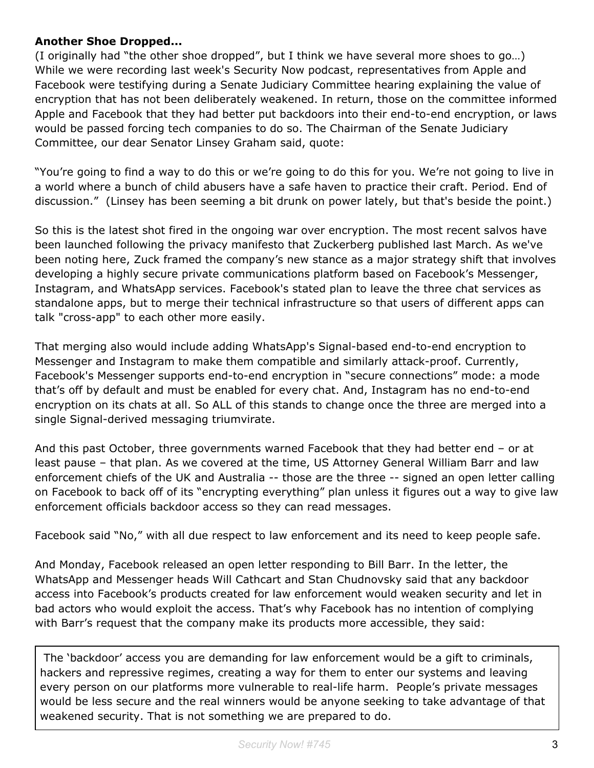**Another Shoe Dropped...**

(I originally had "the other shoe dropped", but I think we have several more shoes to go…) While we were recording last week's Security Now podcast, representatives from Apple and Facebook were testifying during a Senate Judiciary Committee hearing explaining the value of encryption that has not been deliberately weakened. In return, those on the committee informed Apple and Facebook that they had better put backdoors into their end-to-end encryption, or laws would be passed forcing tech companies to do so. The Chairman of the Senate Judiciary Committee, our dear Senator Linsey Graham said, quote:

"You're going to find a way to do this or we're going to do this for you. We're not going to live in a world where a bunch of child abusers have a safe haven to practice their craft. Period. End of discussion." (Linsey has been seeming a bit drunk on power lately, but that's beside the point.)

So this is the latest shot fired in the ongoing war over encryption. The most recent salvos have been launched following the privacy manifesto that Zuckerberg published last March. As we've been noting here, Zuck framed the company's new stance as a major strategy shift that involves developing a highly secure private communications platform based on Facebook's Messenger, Instagram, and WhatsApp services. Facebook's stated plan to leave the three chat services as standalone apps, but to merge their technical infrastructure so that users of different apps can talk "cross-app" to each other more easily.

That merging also would include adding WhatsApp's Signal-based end-to-end encryption to Messenger and Instagram to make them compatible and similarly attack-proof. Currently, Facebook's Messenger supports end-to-end encryption in "secure connections" mode: a mode that's off by default and must be enabled for every chat. And, Instagram has no end-to-end encryption on its chats at all. So ALL of this stands to change once the three are merged into a single Signal-derived messaging triumvirate.

And this past October, three governments warned Facebook that they had better end – or at least pause – that plan. As we covered at the time, US Attorney General William Barr and law enforcement chiefs of the UK and Australia -- those are the three -- signed an open letter calling on Facebook to back off of its "encrypting everything" plan unless it figures out a way to give law enforcement officials backdoor access so they can read messages.

Facebook said "No," with all due respect to law enforcement and its need to keep people safe.

And Monday, Facebook released an open letter responding to Bill Barr. In the letter, the WhatsApp and Messenger heads Will Cathcart and Stan Chudnovsky said that any backdoor access into Facebook's products created for law enforcement would weaken security and let in bad actors who would exploit the access. That's why Facebook has no intention of complying with Barr's request that the company make its products more accessible, they said:

> The 'backdoor' access you are demanding for law enforcement would be a gift to criminals, hackers and repressive regimes, creating a way for them to enter our systems and leaving every person on our platforms more vulnerable to real-life harm. People's private messages would be less secure and the real winners would be anyone seeking to take advantage of that weakened security. That is not something we are prepared to do.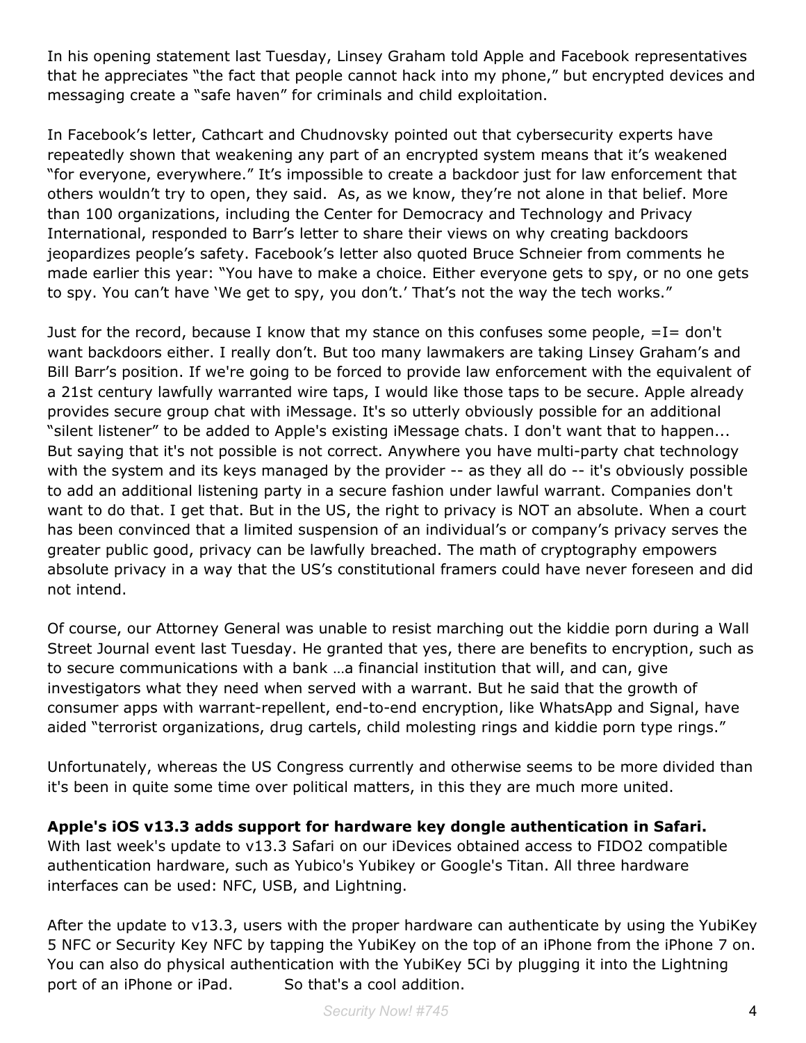In his opening statement last Tuesday, Linsey Graham told Apple and Facebook representatives that he appreciates "the fact that people cannot hack into my phone," but encrypted devices and messaging create a "safe haven" for criminals and child exploitation.

In Facebook's letter, Cathcart and Chudnovsky pointed out that cybersecurity experts have repeatedly shown that weakening any part of an encrypted system means that it's weakened "for everyone, everywhere." It's impossible to create a backdoor just for law enforcement that others wouldn't try to open, they said. As, as we know, they're not alone in that belief. More than 100 organizations, including the Center for Democracy and Technology and Privacy International, responded to Barr's letter to share their views on why creating backdoors jeopardizes people's safety. Facebook's letter also quoted Bruce Schneier from comments he made earlier this year: "You have to make a choice. Either everyone gets to spy, or no one gets to spy. You can't have 'We get to spy, you don't.' That's not the way the tech works."

Just for the record, because I know that my stance on this confuses some people, =I= don't want backdoors either. I really don't. But too many lawmakers are taking Linsey Graham's and Bill Barr's position. If we're going to be forced to provide law enforcement with the equivalent of a 21st century lawfully warranted wire taps, I would like those taps to be secure. Apple already provides secure group chat with iMessage. It's so utterly obviously possible for an additional "silent listener" to be added to Apple's existing iMessage chats. I don't want that to happen... But saying that it's not possible is not correct. Anywhere you have multi-party chat technology with the system and its keys managed by the provider -- as they all do -- it's obviously possible to add an additional listening party in a secure fashion under lawful warrant. Companies don't want to do that. I get that. But in the US, the right to privacy is NOT an absolute. When a court has been convinced that a limited suspension of an individual's or company's privacy serves the greater public good, privacy can be lawfully breached. The math of cryptography empowers absolute privacy in a way that the US's constitutional framers could have never foreseen and did not intend.

Of course, our Attorney General was unable to resist marching out the kiddie porn during a Wall Street Journal event last Tuesday. He granted that yes, there are benefits to encryption, such as to secure communications with a bank …a financial institution that will, and can, give investigators what they need when served with a warrant. But he said that the growth of consumer apps with warrant-repellent, end-to-end encryption, like WhatsApp and Signal, have aided "terrorist organizations, drug cartels, child molesting rings and kiddie porn type rings."

Unfortunately, whereas the US Congress currently and otherwise seems to be more divided than it's been in quite some time over political matters, in this they are much more united.

**Apple's iOS v13.3 adds support for hardware key dongle authentication in Safari.**
With last week's update to v13.3 Safari on our iDevices obtained access to FIDO2 compatible authentication hardware, such as Yubico's Yubikey or Google's Titan. All three hardware interfaces can be used: NFC, USB, and Lightning.

After the update to v13.3, users with the proper hardware can authenticate by using the YubiKey 5 NFC or Security Key NFC by tapping the YubiKey on the top of an iPhone from the iPhone 7 on. You can also do physical authentication with the YubiKey 5Ci by plugging it into the Lightning port of an iPhone or iPad. So that's a cool addition.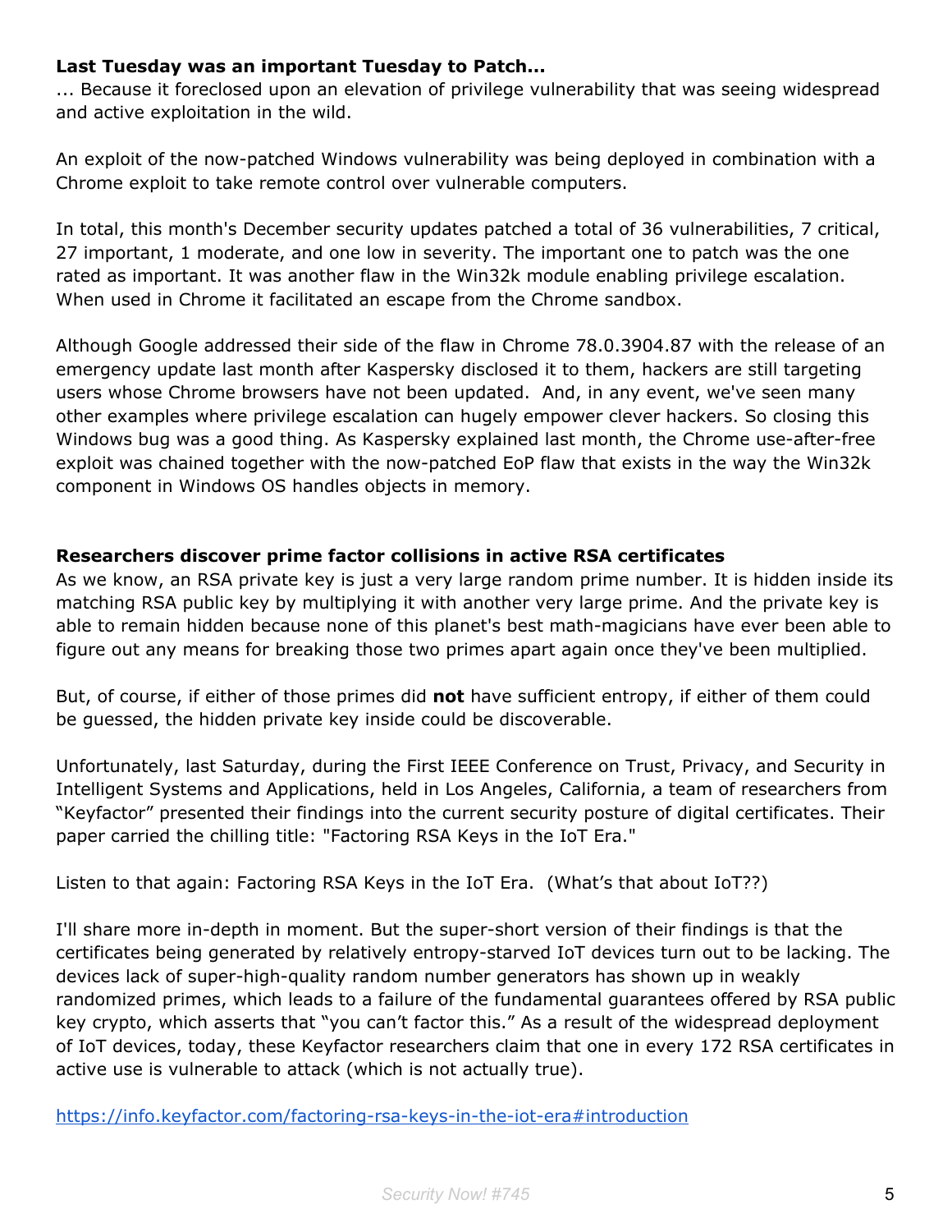**Last Tuesday was an important Tuesday to Patch...**
... Because it foreclosed upon an elevation of privilege vulnerability that was seeing widespread and active exploitation in the wild.

An exploit of the now-patched Windows vulnerability was being deployed in combination with a Chrome exploit to take remote control over vulnerable computers.

In total, this month's December security updates patched a total of 36 vulnerabilities, 7 critical, 27 important, 1 moderate, and one low in severity. The important one to patch was the one rated as important. It was another flaw in the Win32k module enabling privilege escalation. When used in Chrome it facilitated an escape from the Chrome sandbox.

Although Google addressed their side of the flaw in Chrome 78.0.3904.87 with the release of an emergency update last month after Kaspersky disclosed it to them, hackers are still targeting users whose Chrome browsers have not been updated. And, in any event, we've seen many other examples where privilege escalation can hugely empower clever hackers. So closing this Windows bug was a good thing. As Kaspersky explained last month, the Chrome use-after-free exploit was chained together with the now-patched EoP flaw that exists in the way the Win32k component in Windows OS handles objects in memory.

**Researchers discover prime factor collisions in active RSA certificates**
As we know, an RSA private key is just a very large random prime number. It is hidden inside its matching RSA public key by multiplying it with another very large prime. And the private key is able to remain hidden because none of this planet's best math-magicians have ever been able to figure out any means for breaking those two primes apart again once they've been multiplied.

But, of course, if either of those primes did **not** have sufficient entropy, if either of them could be guessed, the hidden private key inside could be discoverable.

Unfortunately, last Saturday, during the First IEEE Conference on Trust, Privacy, and Security in Intelligent Systems and Applications, held in Los Angeles, California, a team of researchers from "Keyfactor" presented their findings into the current security posture of digital certificates. Their paper carried the chilling title: "Factoring RSA Keys in the IoT Era."

Listen to that again: Factoring RSA Keys in the IoT Era. (What's that about IoT??)

I'll share more in-depth in moment. But the super-short version of their findings is that the certificates being generated by relatively entropy-starved IoT devices turn out to be lacking. The devices lack of super-high-quality random number generators has shown up in weakly randomized primes, which leads to a failure of the fundamental guarantees offered by RSA public key crypto, which asserts that "you can't factor this." As a result of the widespread deployment of IoT devices, today, these Keyfactor researchers claim that one in every 172 RSA certificates in active use is vulnerable to attack (which is not actually true).

https://info.keyfactor.com/factoring-rsa-keys-in-the-iot-era#introduction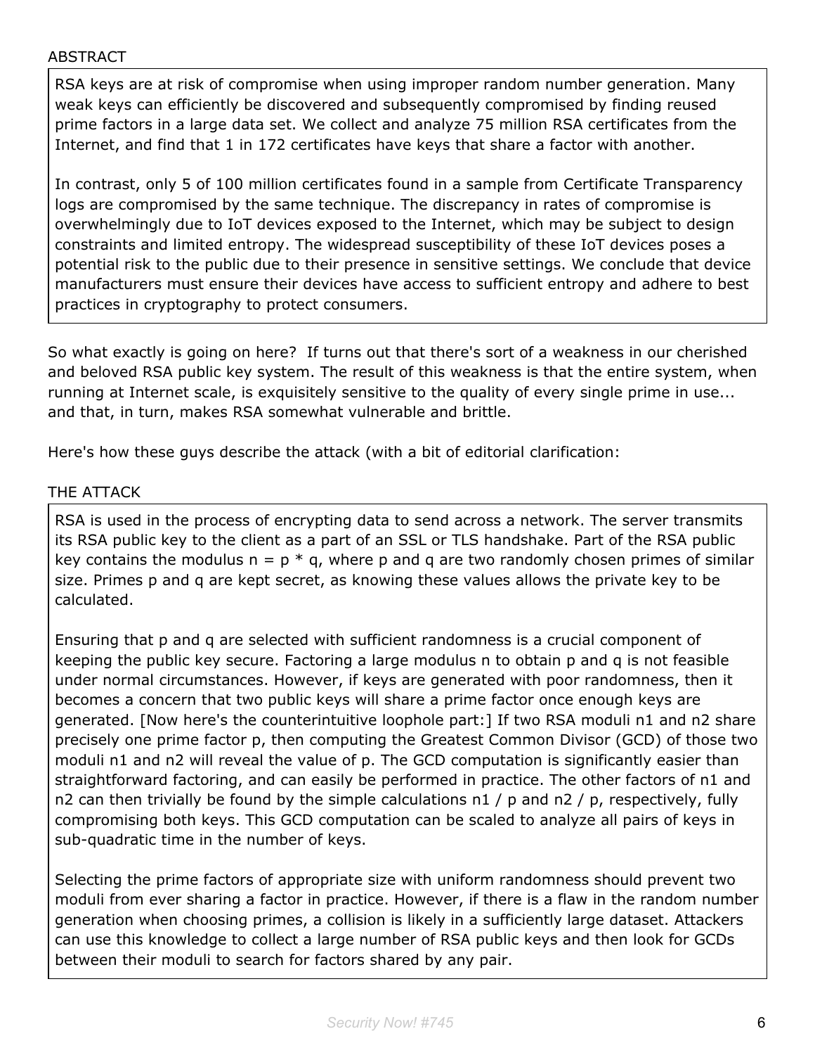ABSTRACT

> RSA keys are at risk of compromise when using improper random number generation. Many weak keys can efficiently be discovered and subsequently compromised by finding reused prime factors in a large data set. We collect and analyze 75 million RSA certificates from the Internet, and find that 1 in 172 certificates have keys that share a factor with another.
>
> In contrast, only 5 of 100 million certificates found in a sample from Certificate Transparency logs are compromised by the same technique. The discrepancy in rates of compromise is overwhelmingly due to IoT devices exposed to the Internet, which may be subject to design constraints and limited entropy. The widespread susceptibility of these IoT devices poses a potential risk to the public due to their presence in sensitive settings. We conclude that device manufacturers must ensure their devices have access to sufficient entropy and adhere to best practices in cryptography to protect consumers.

So what exactly is going on here? If turns out that there's sort of a weakness in our cherished and beloved RSA public key system. The result of this weakness is that the entire system, when running at Internet scale, is exquisitely sensitive to the quality of every single prime in use... and that, in turn, makes RSA somewhat vulnerable and brittle.

Here's how these guys describe the attack (with a bit of editorial clarification:

THE ATTACK

> RSA is used in the process of encrypting data to send across a network. The server transmits its RSA public key to the client as a part of an SSL or TLS handshake. Part of the RSA public key contains the modulus $n = p * q$, where p and q are two randomly chosen primes of similar size. Primes p and q are kept secret, as knowing these values allows the private key to be calculated.
>
> Ensuring that p and q are selected with sufficient randomness is a crucial component of keeping the public key secure. Factoring a large modulus n to obtain p and q is not feasible under normal circumstances. However, if keys are generated with poor randomness, then it becomes a concern that two public keys will share a prime factor once enough keys are generated. [Now here's the counterintuitive loophole part:] If two RSA moduli n1 and n2 share precisely one prime factor p, then computing the Greatest Common Divisor (GCD) of those two moduli n1 and n2 will reveal the value of p. The GCD computation is significantly easier than straightforward factoring, and can easily be performed in practice. The other factors of n1 and n2 can then trivially be found by the simple calculations n1 / p and n2 / p, respectively, fully compromising both keys. This GCD computation can be scaled to analyze all pairs of keys in sub-quadratic time in the number of keys.
>
> Selecting the prime factors of appropriate size with uniform randomness should prevent two moduli from ever sharing a factor in practice. However, if there is a flaw in the random number generation when choosing primes, a collision is likely in a sufficiently large dataset. Attackers can use this knowledge to collect a large number of RSA public keys and then look for GCDs between their moduli to search for factors shared by any pair.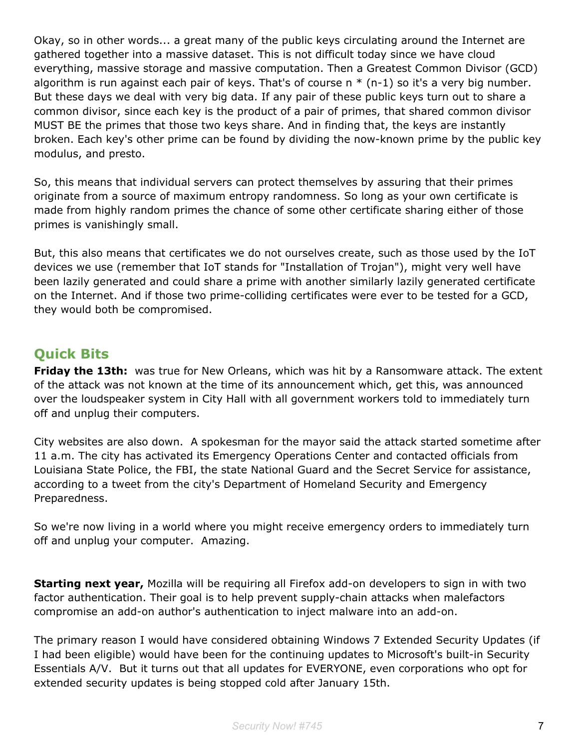Okay, so in other words... a great many of the public keys circulating around the Internet are gathered together into a massive dataset. This is not difficult today since we have cloud everything, massive storage and massive computation. Then a Greatest Common Divisor (GCD) algorithm is run against each pair of keys. That's of course n * (n-1) so it's a very big number. But these days we deal with very big data. If any pair of these public keys turn out to share a common divisor, since each key is the product of a pair of primes, that shared common divisor MUST BE the primes that those two keys share. And in finding that, the keys are instantly broken. Each key's other prime can be found by dividing the now-known prime by the public key modulus, and presto.

So, this means that individual servers can protect themselves by assuring that their primes originate from a source of maximum entropy randomness. So long as your own certificate is made from highly random primes the chance of some other certificate sharing either of those primes is vanishingly small.

But, this also means that certificates we do not ourselves create, such as those used by the IoT devices we use (remember that IoT stands for "Installation of Trojan"), might very well have been lazily generated and could share a prime with another similarly lazily generated certificate on the Internet. And if those two prime-colliding certificates were ever to be tested for a GCD, they would both be compromised.

## Quick Bits

**Friday the 13th:** was true for New Orleans, which was hit by a Ransomware attack. The extent of the attack was not known at the time of its announcement which, get this, was announced over the loudspeaker system in City Hall with all government workers told to immediately turn off and unplug their computers.

City websites are also down. A spokesman for the mayor said the attack started sometime after 11 a.m. The city has activated its Emergency Operations Center and contacted officials from Louisiana State Police, the FBI, the state National Guard and the Secret Service for assistance, according to a tweet from the city's Department of Homeland Security and Emergency Preparedness.

So we're now living in a world where you might receive emergency orders to immediately turn off and unplug your computer. Amazing.

**Starting next year,** Mozilla will be requiring all Firefox add-on developers to sign in with two factor authentication. Their goal is to help prevent supply-chain attacks when malefactors compromise an add-on author's authentication to inject malware into an add-on.

The primary reason I would have considered obtaining Windows 7 Extended Security Updates (if I had been eligible) would have been for the continuing updates to Microsoft's built-in Security Essentials A/V. But it turns out that all updates for EVERYONE, even corporations who opt for extended security updates is being stopped cold after January 15th.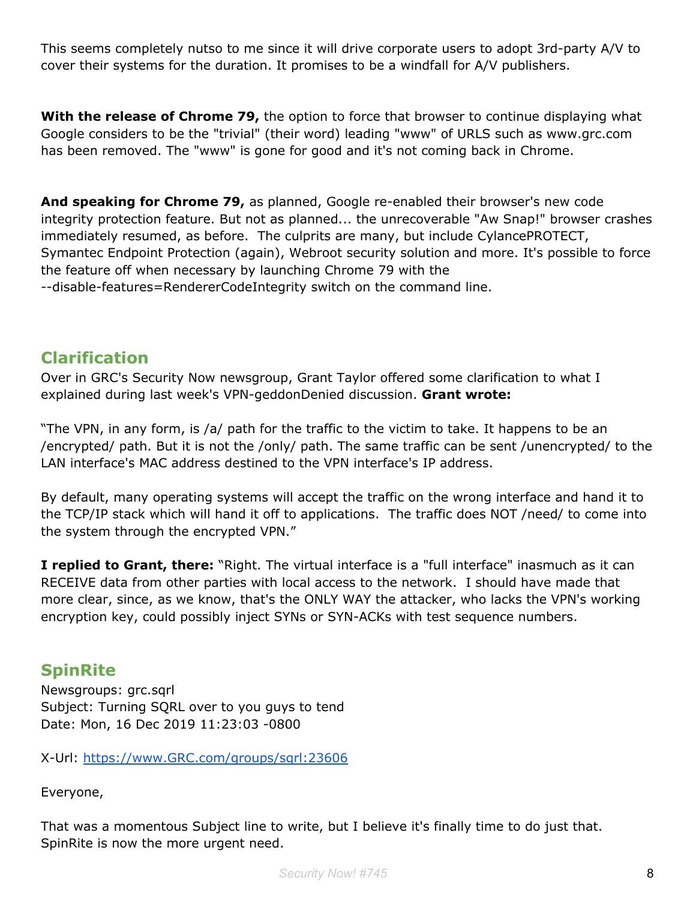This seems completely nutso to me since it will drive corporate users to adopt 3rd-party A/V to cover their systems for the duration. It promises to be a windfall for A/V publishers.

**With the release of Chrome 79,** the option to force that browser to continue displaying what Google considers to be the "trivial" (their word) leading "www" of URLS such as www.grc.com has been removed. The "www" is gone for good and it's not coming back in Chrome.

**And speaking for Chrome 79,** as planned, Google re-enabled their browser's new code integrity protection feature. But not as planned... the unrecoverable "Aw Snap!" browser crashes immediately resumed, as before. The culprits are many, but include CylancePROTECT, Symantec Endpoint Protection (again), Webroot security solution and more. It's possible to force the feature off when necessary by launching Chrome 79 with the --disable-features=RendererCodeIntegrity switch on the command line.

## Clarification

Over in GRC's Security Now newsgroup, Grant Taylor offered some clarification to what I explained during last week's VPN-geddonDenied discussion. **Grant wrote:**

"The VPN, in any form, is /a/ path for the traffic to the victim to take. It happens to be an /encrypted/ path. But it is not the /only/ path. The same traffic can be sent /unencrypted/ to the LAN interface's MAC address destined to the VPN interface's IP address.

By default, many operating systems will accept the traffic on the wrong interface and hand it to the TCP/IP stack which will hand it off to applications. The traffic does NOT /need/ to come into the system through the encrypted VPN."

**I replied to Grant, there:** "Right. The virtual interface is a "full interface" inasmuch as it can RECEIVE data from other parties with local access to the network. I should have made that more clear, since, as we know, that's the ONLY WAY the attacker, who lacks the VPN's working encryption key, could possibly inject SYNs or SYN-ACKs with test sequence numbers.

## SpinRite

Newsgroups: grc.sqrl
Subject: Turning SQRL over to you guys to tend
Date: Mon, 16 Dec 2019 11:23:03 -0800

X-Url: https://www.GRC.com/groups/sqrl:23606

Everyone,

That was a momentous Subject line to write, but I believe it's finally time to do just that. SpinRite is now the more urgent need.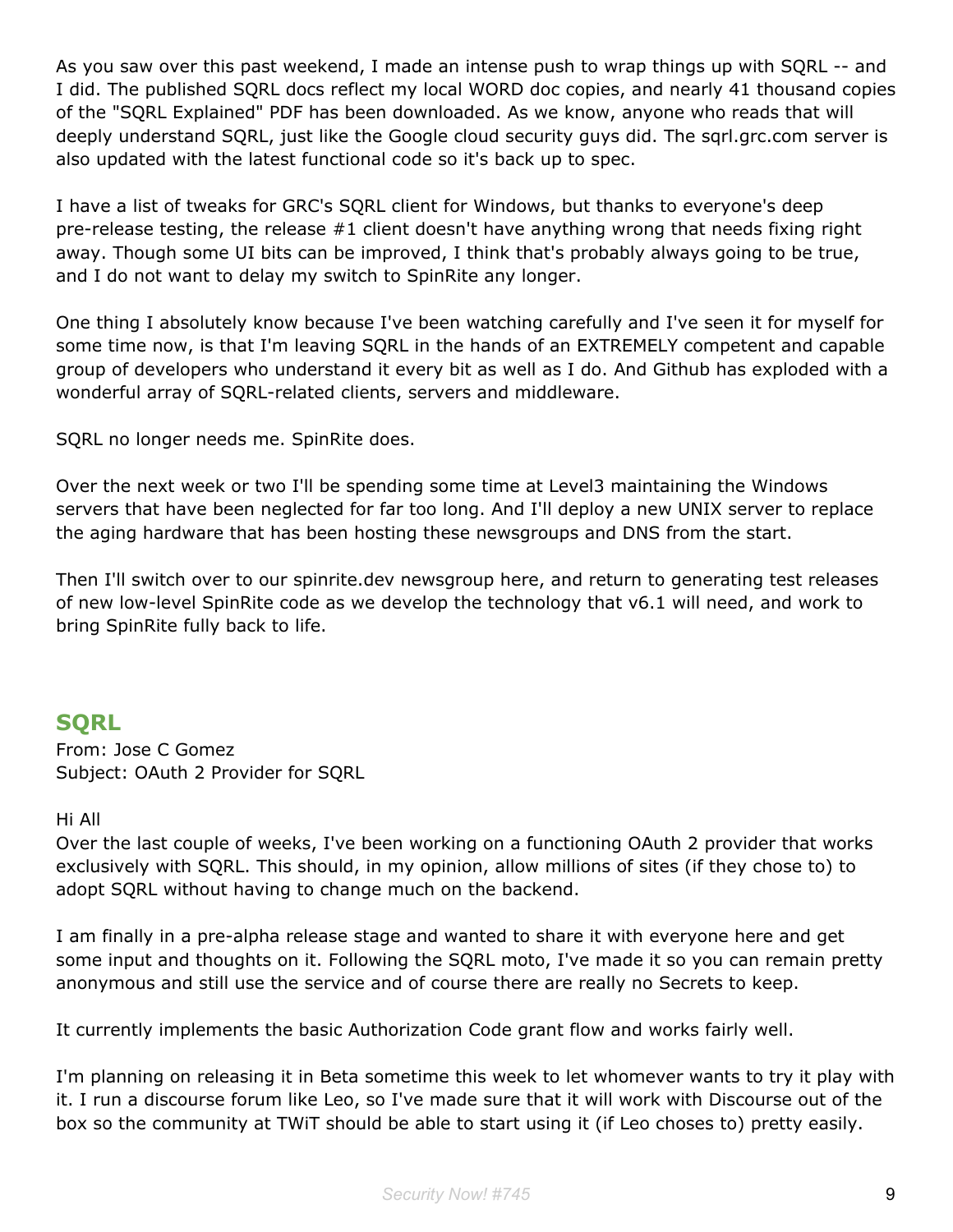As you saw over this past weekend, I made an intense push to wrap things up with SQRL -- and I did. The published SQRL docs reflect my local WORD doc copies, and nearly 41 thousand copies of the "SQRL Explained" PDF has been downloaded. As we know, anyone who reads that will deeply understand SQRL, just like the Google cloud security guys did. The sqrl.grc.com server is also updated with the latest functional code so it's back up to spec.

I have a list of tweaks for GRC's SQRL client for Windows, but thanks to everyone's deep pre-release testing, the release #1 client doesn't have anything wrong that needs fixing right away. Though some UI bits can be improved, I think that's probably always going to be true, and I do not want to delay my switch to SpinRite any longer.

One thing I absolutely know because I've been watching carefully and I've seen it for myself for some time now, is that I'm leaving SQRL in the hands of an EXTREMELY competent and capable group of developers who understand it every bit as well as I do. And Github has exploded with a wonderful array of SQRL-related clients, servers and middleware.

SQRL no longer needs me. SpinRite does.

Over the next week or two I'll be spending some time at Level3 maintaining the Windows servers that have been neglected for far too long. And I'll deploy a new UNIX server to replace the aging hardware that has been hosting these newsgroups and DNS from the start.

Then I'll switch over to our spinrite.dev newsgroup here, and return to generating test releases of new low-level SpinRite code as we develop the technology that v6.1 will need, and work to bring SpinRite fully back to life.

## SQRL

From: Jose C Gomez
Subject: OAuth 2 Provider for SQRL

Hi All
Over the last couple of weeks, I've been working on a functioning OAuth 2 provider that works exclusively with SQRL. This should, in my opinion, allow millions of sites (if they chose to) to adopt SQRL without having to change much on the backend.

I am finally in a pre-alpha release stage and wanted to share it with everyone here and get some input and thoughts on it. Following the SQRL moto, I've made it so you can remain pretty anonymous and still use the service and of course there are really no Secrets to keep.

It currently implements the basic Authorization Code grant flow and works fairly well.

I'm planning on releasing it in Beta sometime this week to let whomever wants to try it play with it. I run a discourse forum like Leo, so I've made sure that it will work with Discourse out of the box so the community at TWiT should be able to start using it (if Leo choses to) pretty easily.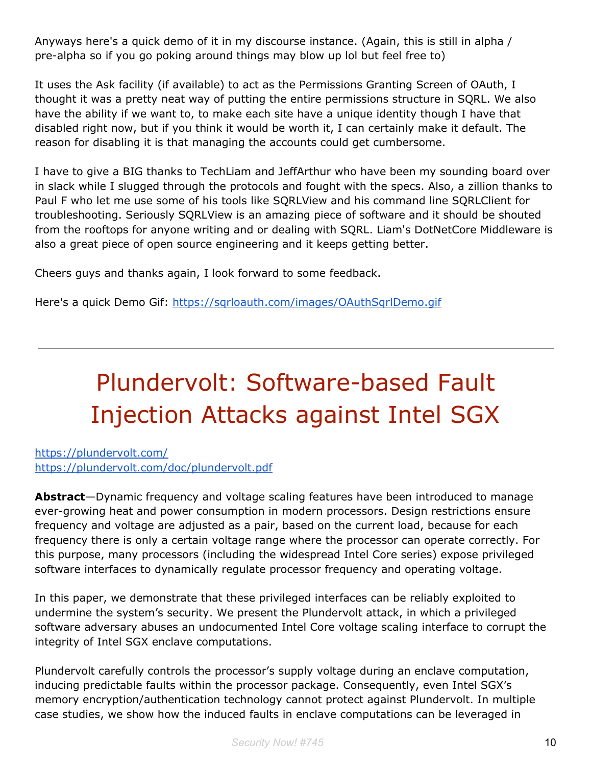Anyways here's a quick demo of it in my discourse instance. (Again, this is still in alpha / pre-alpha so if you go poking around things may blow up lol but feel free to)

It uses the Ask facility (if available) to act as the Permissions Granting Screen of OAuth, I thought it was a pretty neat way of putting the entire permissions structure in SQRL. We also have the ability if we want to, to make each site have a unique identity though I have that disabled right now, but if you think it would be worth it, I can certainly make it default. The reason for disabling it is that managing the accounts could get cumbersome.

I have to give a BIG thanks to TechLiam and JeffArthur who have been my sounding board over in slack while I slugged through the protocols and fought with the specs. Also, a zillion thanks to Paul F who let me use some of his tools like SQRLView and his command line SQRLClient for troubleshooting. Seriously SQRLView is an amazing piece of software and it should be shouted from the rooftops for anyone writing and or dealing with SQRL. Liam's DotNetCore Middleware is also a great piece of open source engineering and it keeps getting better.

Cheers guys and thanks again, I look forward to some feedback.

Here's a quick Demo Gif: https://sqrloauth.com/images/OAuthSqrlDemo.gif

---

# Plundervolt: Software-based Fault Injection Attacks against Intel SGX

https://plundervolt.com/
https://plundervolt.com/doc/plundervolt.pdf

**Abstract**—Dynamic frequency and voltage scaling features have been introduced to manage ever-growing heat and power consumption in modern processors. Design restrictions ensure frequency and voltage are adjusted as a pair, based on the current load, because for each frequency there is only a certain voltage range where the processor can operate correctly. For this purpose, many processors (including the widespread Intel Core series) expose privileged software interfaces to dynamically regulate processor frequency and operating voltage.

In this paper, we demonstrate that these privileged interfaces can be reliably exploited to undermine the system's security. We present the Plundervolt attack, in which a privileged software adversary abuses an undocumented Intel Core voltage scaling interface to corrupt the integrity of Intel SGX enclave computations.

Plundervolt carefully controls the processor's supply voltage during an enclave computation, inducing predictable faults within the processor package. Consequently, even Intel SGX's memory encryption/authentication technology cannot protect against Plundervolt. In multiple case studies, we show how the induced faults in enclave computations can be leveraged in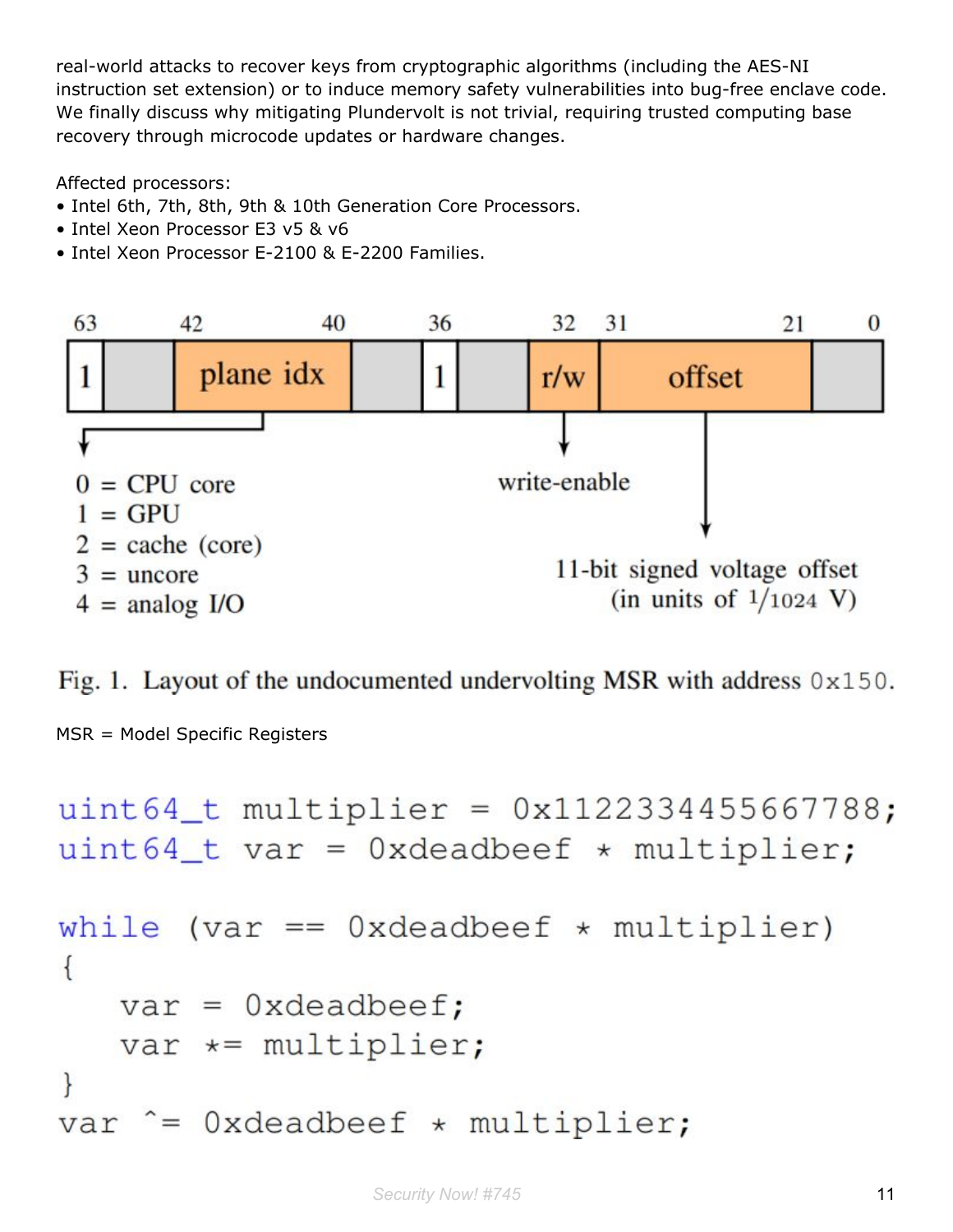real-world attacks to recover keys from cryptographic algorithms (including the AES-NI instruction set extension) or to induce memory safety vulnerabilities into bug-free enclave code. We finally discuss why mitigating Plundervolt is not trivial, requiring trusted computing base recovery through microcode updates or hardware changes.

Affected processors:

- Intel 6th, 7th, 8th, 9th & 10th Generation Core Processors.
- Intel Xeon Processor E3 v5 & v6
- Intel Xeon Processor E-2100 & E-2200 Families.

| 63 | | 42–40 | | 36 | | 32 | 31–21 | 0 |
|---|---|---|---|---|---|---|---|---|
| 1 | | plane idx | | 1 | | r/w | offset | |

plane idx:
0 = CPU core
1 = GPU
2 = cache (core)
3 = uncore
4 = analog I/O

r/w: write-enable

offset: 11-bit signed voltage offset (in units of 1/1024 V)

Fig. 1. Layout of the undocumented undervolting MSR with address 0x150.

MSR = Model Specific Registers

```
uint64_t multiplier = 0x1122334455667788;
uint64_t var = 0xdeadbeef * multiplier;

while (var == 0xdeadbeef * multiplier)
{
    var = 0xdeadbeef;
    var *= multiplier;
}
var ^= 0xdeadbeef * multiplier;
```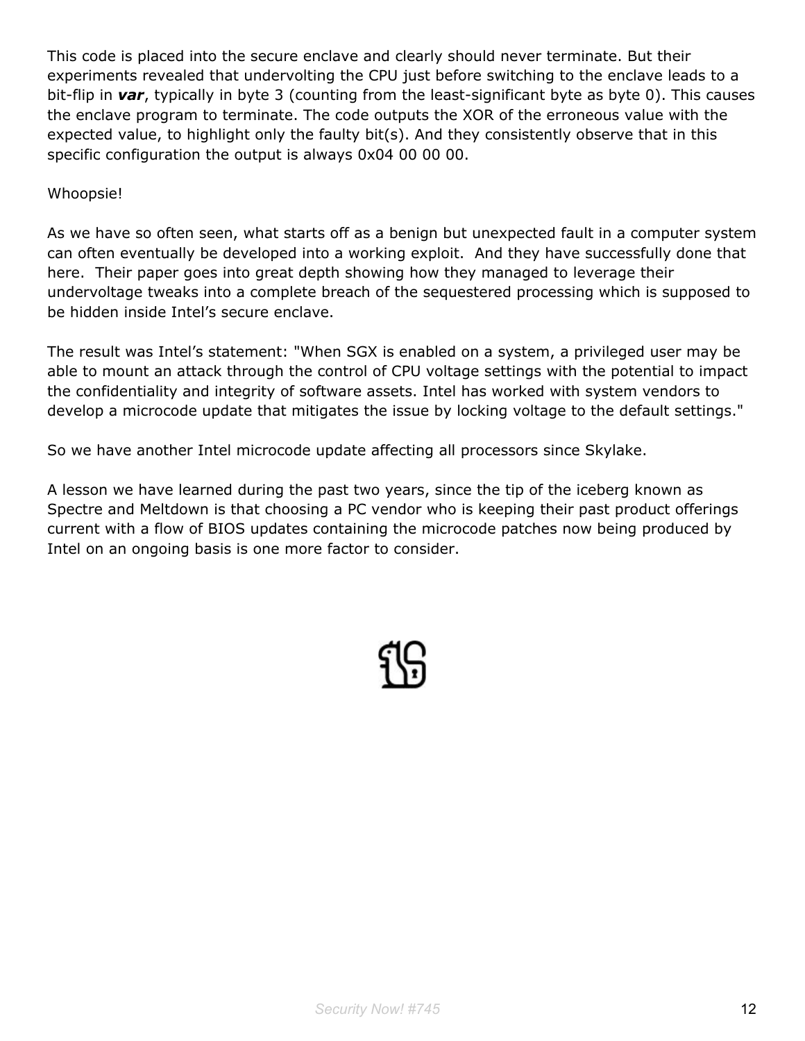This code is placed into the secure enclave and clearly should never terminate. But their experiments revealed that undervolting the CPU just before switching to the enclave leads to a bit-flip in ***var***, typically in byte 3 (counting from the least-significant byte as byte 0). This causes the enclave program to terminate. The code outputs the XOR of the erroneous value with the expected value, to highlight only the faulty bit(s). And they consistently observe that in this specific configuration the output is always 0x04 00 00 00.

Whoopsie!

As we have so often seen, what starts off as a benign but unexpected fault in a computer system can often eventually be developed into a working exploit. And they have successfully done that here. Their paper goes into great depth showing how they managed to leverage their undervoltage tweaks into a complete breach of the sequestered processing which is supposed to be hidden inside Intel's secure enclave.

The result was Intel's statement: "When SGX is enabled on a system, a privileged user may be able to mount an attack through the control of CPU voltage settings with the potential to impact the confidentiality and integrity of software assets. Intel has worked with system vendors to develop a microcode update that mitigates the issue by locking voltage to the default settings."

So we have another Intel microcode update affecting all processors since Skylake.

A lesson we have learned during the past two years, since the tip of the iceberg known as Spectre and Meltdown is that choosing a PC vendor who is keeping their past product offerings current with a flow of BIOS updates containing the microcode patches now being produced by Intel on an ongoing basis is one more factor to consider.